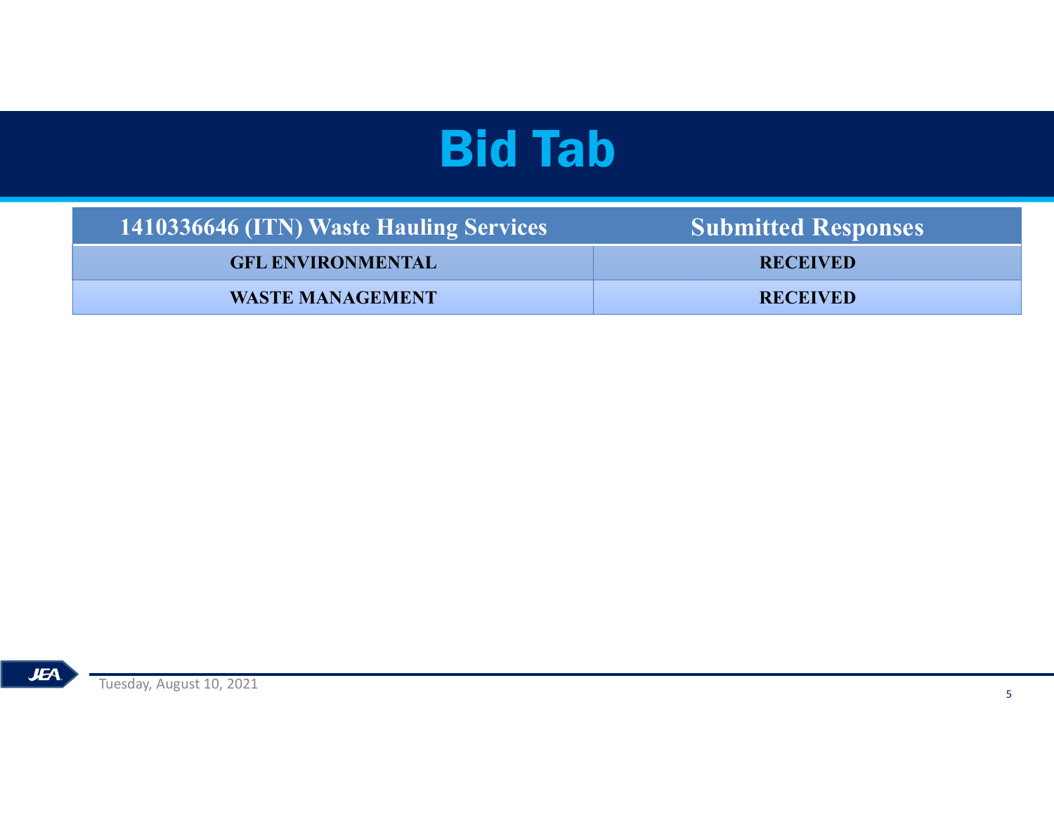# Bid Tab

| 1410336646 (ITN) Waste Hauling Services | Submitted Responses |
|---|---|
| GFL ENVIRONMENTAL | RECEIVED |
| WASTE MANAGEMENT | RECEIVED |

Tuesday, August 10, 2021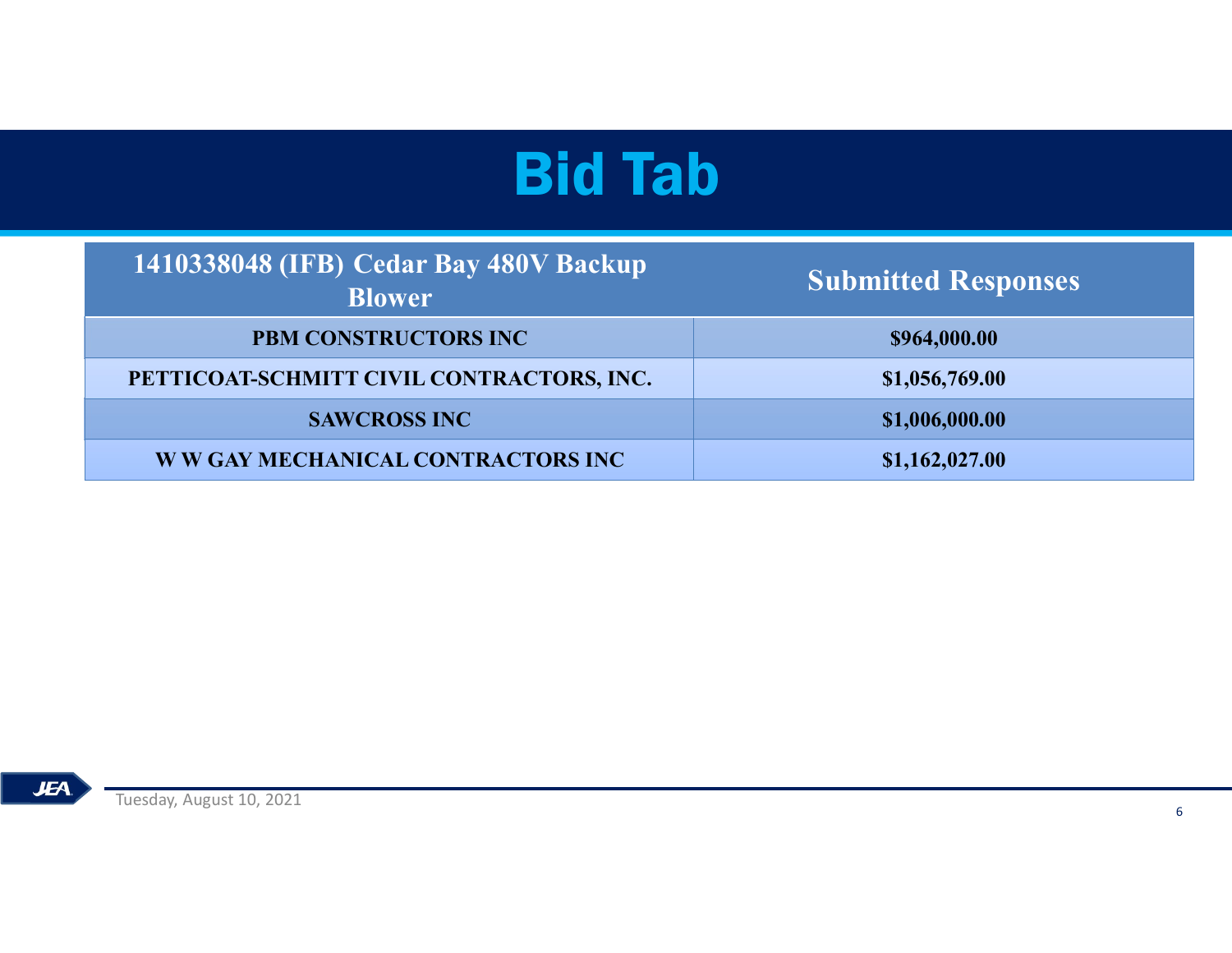# Bid Tab

| 1410338048 (IFB) Cedar Bay 480V Backup Blower | Submitted Responses |
|---|---|
| PBM CONSTRUCTORS INC | $964,000.00 |
| PETTICOAT-SCHMITT CIVIL CONTRACTORS, INC. | $1,056,769.00 |
| SAWCROSS INC | $1,006,000.00 |
| W W GAY MECHANICAL CONTRACTORS INC | $1,162,027.00 |

Tuesday, August 10, 2021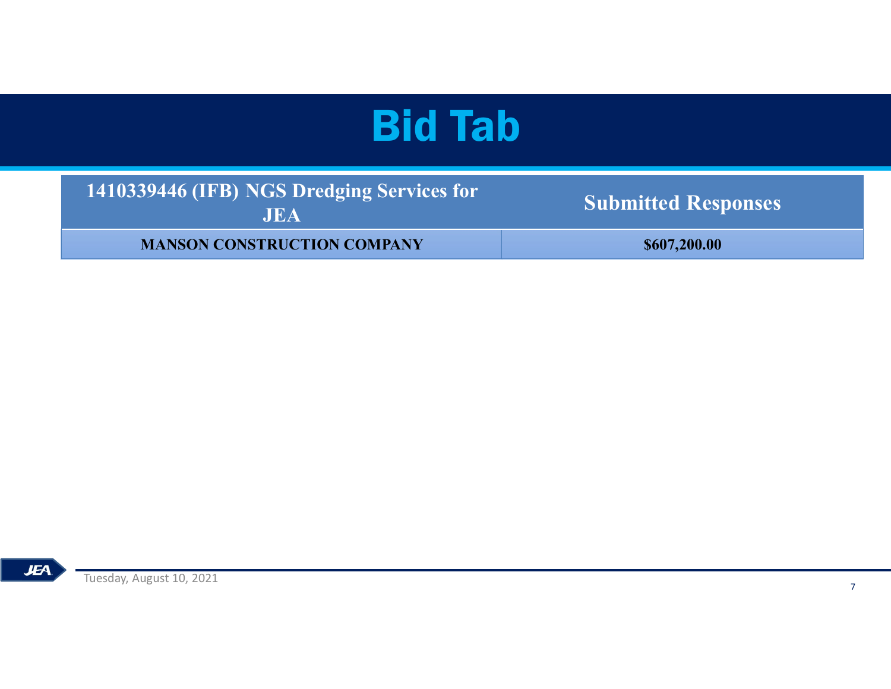# Bid Tab

| 1410339446 (IFB) NGS Dredging Services for JEA | Submitted Responses |
|---|---|
| **MANSON CONSTRUCTION COMPANY** | **$607,200.00** |

Tuesday, August 10, 2021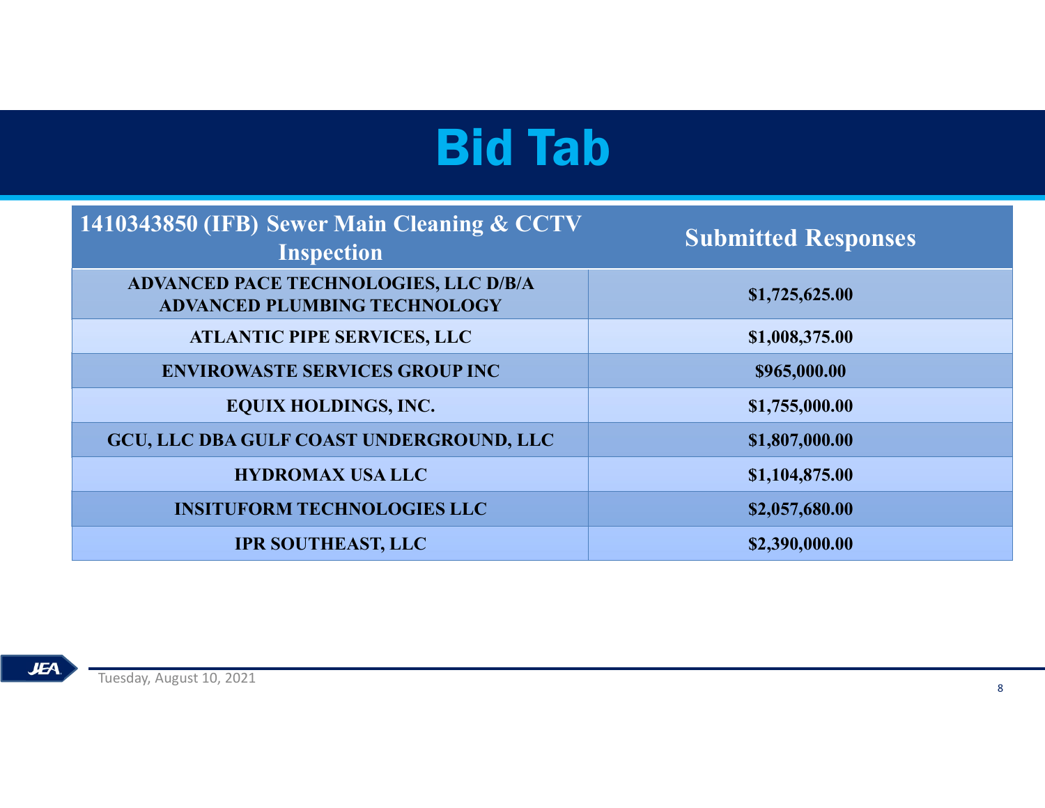# Bid Tab

| 1410343850 (IFB) Sewer Main Cleaning & CCTV Inspection | Submitted Responses |
|---|---|
| ADVANCED PACE TECHNOLOGIES, LLC D/B/A ADVANCED PLUMBING TECHNOLOGY | $1,725,625.00 |
| ATLANTIC PIPE SERVICES, LLC | $1,008,375.00 |
| ENVIROWASTE SERVICES GROUP INC | $965,000.00 |
| EQUIX HOLDINGS, INC. | $1,755,000.00 |
| GCU, LLC DBA GULF COAST UNDERGROUND, LLC | $1,807,000.00 |
| HYDROMAX USA LLC | $1,104,875.00 |
| INSITUFORM TECHNOLOGIES LLC | $2,057,680.00 |
| IPR SOUTHEAST, LLC | $2,390,000.00 |

Tuesday, August 10, 2021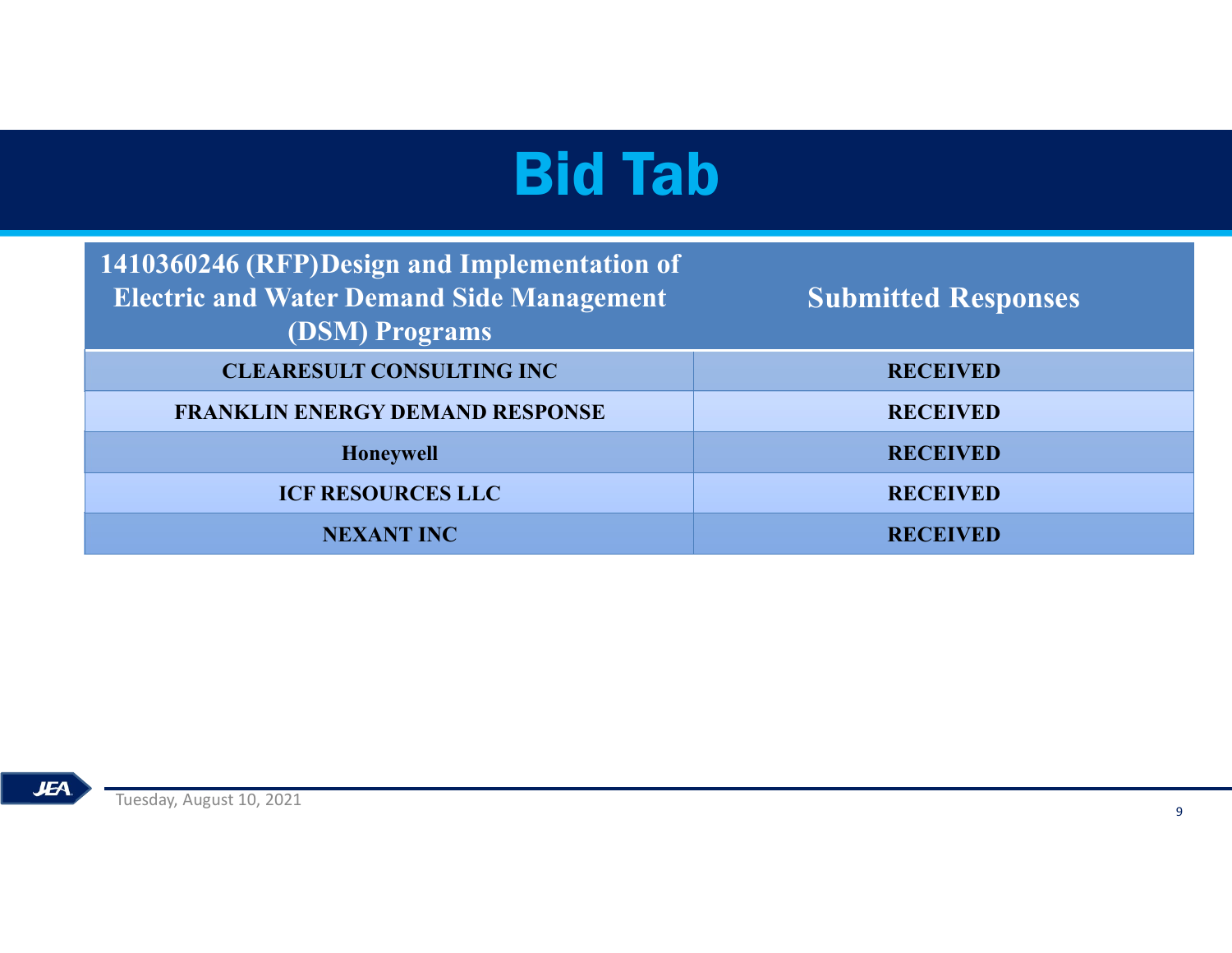# Bid Tab

| 1410360246 (RFP)Design and Implementation of Electric and Water Demand Side Management (DSM) Programs | Submitted Responses |
|---|---|
| CLEARESULT CONSULTING INC | RECEIVED |
| FRANKLIN ENERGY DEMAND RESPONSE | RECEIVED |
| Honeywell | RECEIVED |
| ICF RESOURCES LLC | RECEIVED |
| NEXANT INC | RECEIVED |

Tuesday, August 10, 2021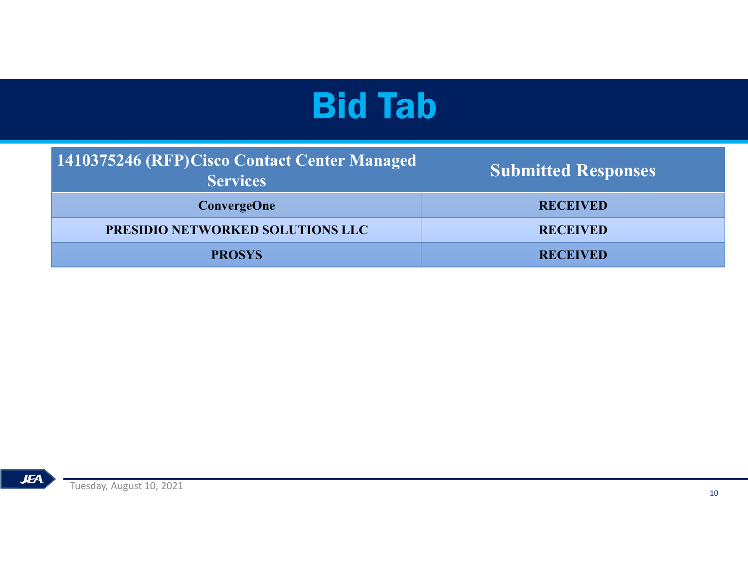# Bid Tab

| 1410375246 (RFP)Cisco Contact Center Managed Services | Submitted Responses |
|---|---|
| ConvergeOne | RECEIVED |
| PRESIDIO NETWORKED SOLUTIONS LLC | RECEIVED |
| PROSYS | RECEIVED |

Tuesday, August 10, 2021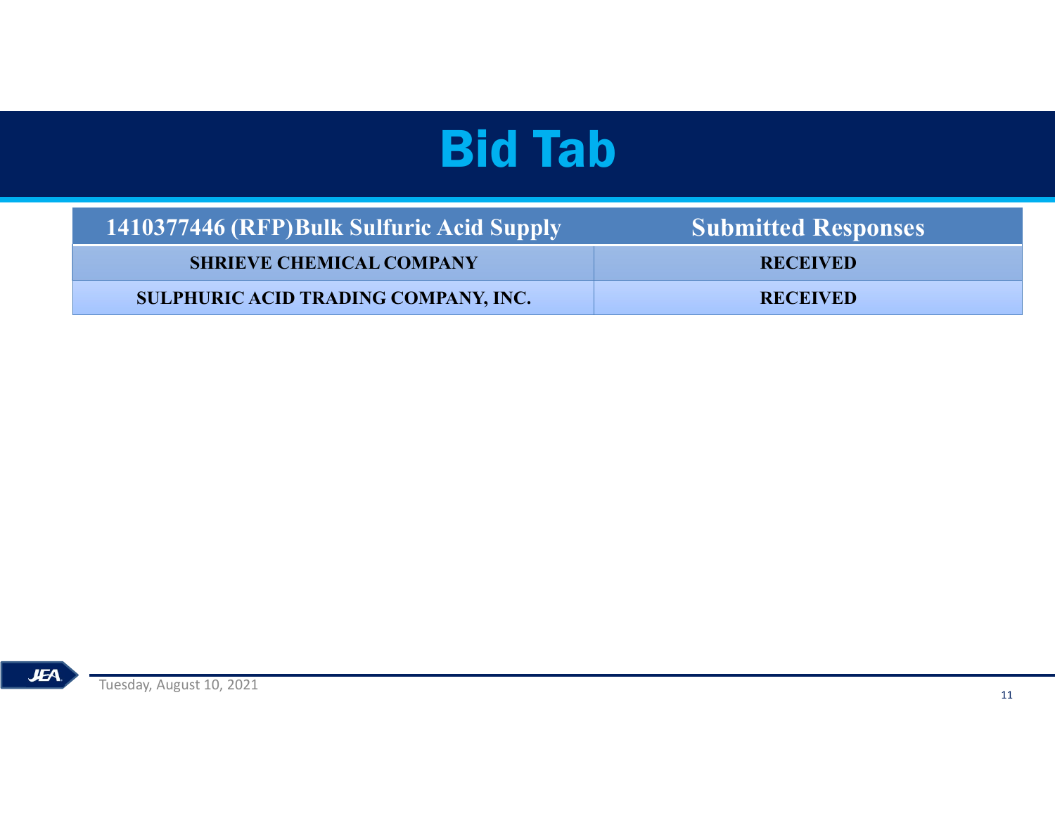# Bid Tab

| 1410377446 (RFP)Bulk Sulfuric Acid Supply | Submitted Responses |
|---|---|
| SHRIEVE CHEMICAL COMPANY | RECEIVED |
| SULPHURIC ACID TRADING COMPANY, INC. | RECEIVED |

Tuesday, August 10, 2021